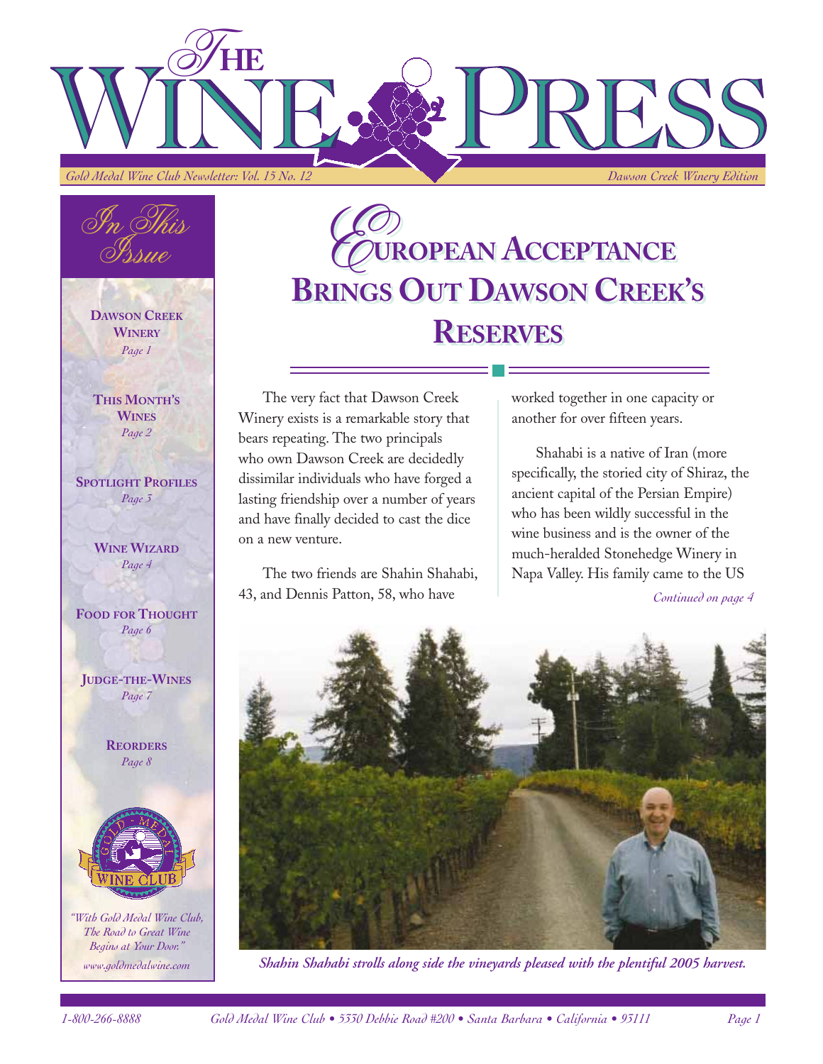# The Wine Press

*Gold Medal Wine Club Newsletter: Vol. 15 No. 12*

*Dawson Creek Winery Edition*

## In This Issue

**Dawson Creek Winery** — *Page 1*

**This Month's Wines** — *Page 2*

**Spotlight Profiles** — *Page 3*

**Wine Wizard** — *Page 4*

**Food for Thought** — *Page 6*

**Judge-the-Wines** — *Page 7*

**Reorders** — *Page 8*

*"With Gold Medal Wine Club, The Road to Great Wine Begins at Your Door."*

*www.goldmedalwine.com*

# European Acceptance Brings Out Dawson Creek's Reserves

The very fact that Dawson Creek Winery exists is a remarkable story that bears repeating. The two principals who own Dawson Creek are decidedly dissimilar individuals who have forged a lasting friendship over a number of years and have finally decided to cast the dice on a new venture.

The two friends are Shahin Shahabi, 43, and Dennis Patton, 58, who have worked together in one capacity or another for over fifteen years.

Shahabi is a native of Iran (more specifically, the storied city of Shiraz, the ancient capital of the Persian Empire) who has been wildly successful in the wine business and is the owner of the much-heralded Stonehedge Winery in Napa Valley. His family came to the US

*Continued on page 4*

*Shahin Shahabi strolls along side the vineyards pleased with the plentiful 2005 harvest.*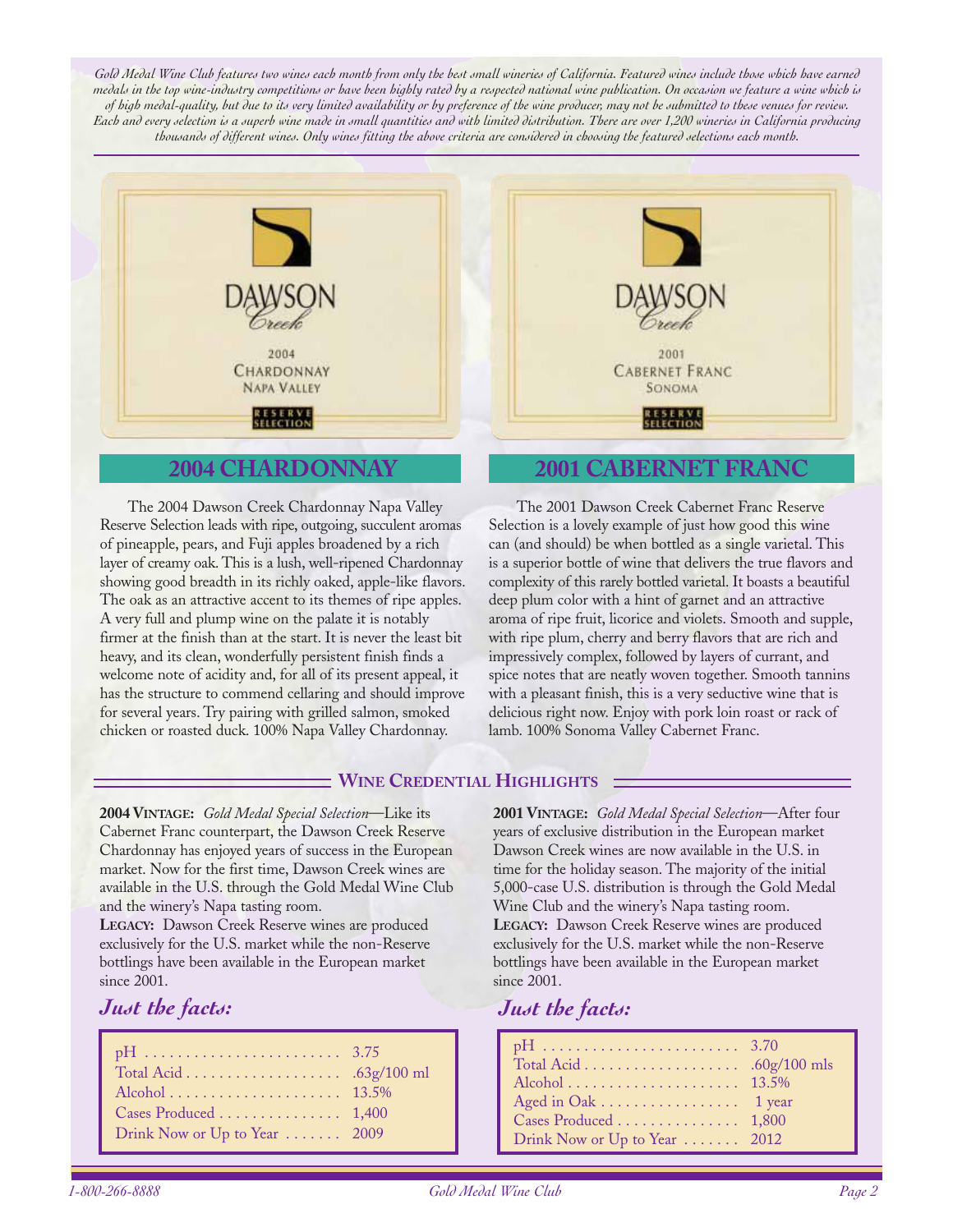*Gold Medal Wine Club features two wines each month from only the best small wineries of California. Featured wines include those which have earned medals in the top wine-industry competitions or have been highly rated by a respected national wine publication. On occasion we feature a wine which is of high medal-quality, but due to its very limited availability or by preference of the wine producer, may not be submitted to these venues for review. Each and every selection is a superb wine made in small quantities and with limited distribution. There are over 1,200 wineries in California producing thousands of different wines. Only wines fitting the above criteria are considered in choosing the featured selections each month.*

## 2004 CHARDONNAY

The 2004 Dawson Creek Chardonnay Napa Valley Reserve Selection leads with ripe, outgoing, succulent aromas of pineapple, pears, and Fuji apples broadened by a rich layer of creamy oak. This is a lush, well-ripened Chardonnay showing good breadth in its richly oaked, apple-like flavors. The oak as an attractive accent to its themes of ripe apples. A very full and plump wine on the palate it is notably firmer at the finish than at the start. It is never the least bit heavy, and its clean, wonderfully persistent finish finds a welcome note of acidity and, for all of its present appeal, it has the structure to commend cellaring and should improve for several years. Try pairing with grilled salmon, smoked chicken or roasted duck. 100% Napa Valley Chardonnay.

## 2001 CABERNET FRANC

The 2001 Dawson Creek Cabernet Franc Reserve Selection is a lovely example of just how good this wine can (and should) be when bottled as a single varietal. This is a superior bottle of wine that delivers the true flavors and complexity of this rarely bottled varietal. It boasts a beautiful deep plum color with a hint of garnet and an attractive aroma of ripe fruit, licorice and violets. Smooth and supple, with ripe plum, cherry and berry flavors that are rich and impressively complex, followed by layers of currant, and spice notes that are neatly woven together. Smooth tannins with a pleasant finish, this is a very seductive wine that is delicious right now. Enjoy with pork loin roast or rack of lamb. 100% Sonoma Valley Cabernet Franc.

## Wine Credential Highlights

**2004 Vintage:** *Gold Medal Special Selection*—Like its Cabernet Franc counterpart, the Dawson Creek Reserve Chardonnay has enjoyed years of success in the European market. Now for the first time, Dawson Creek wines are available in the U.S. through the Gold Medal Wine Club and the winery's Napa tasting room.

**Legacy:** Dawson Creek Reserve wines are produced exclusively for the U.S. market while the non-Reserve bottlings have been available in the European market since 2001.

### *Just the facts:*

| | |
|---|---|
| pH | 3.75 |
| Total Acid | .63g/100 ml |
| Alcohol | 13.5% |
| Cases Produced | 1,400 |
| Drink Now or Up to Year | 2009 |

**2001 Vintage:** *Gold Medal Special Selection*—After four years of exclusive distribution in the European market Dawson Creek wines are now available in the U.S. in time for the holiday season. The majority of the initial 5,000-case U.S. distribution is through the Gold Medal Wine Club and the winery's Napa tasting room.

**Legacy:** Dawson Creek Reserve wines are produced exclusively for the U.S. market while the non-Reserve bottlings have been available in the European market since 2001.

### *Just the facts:*

| | |
|---|---|
| pH | 3.70 |
| Total Acid | .60g/100 mls |
| Alcohol | 13.5% |
| Aged in Oak | 1 year |
| Cases Produced | 1,800 |
| Drink Now or Up to Year | 2012 |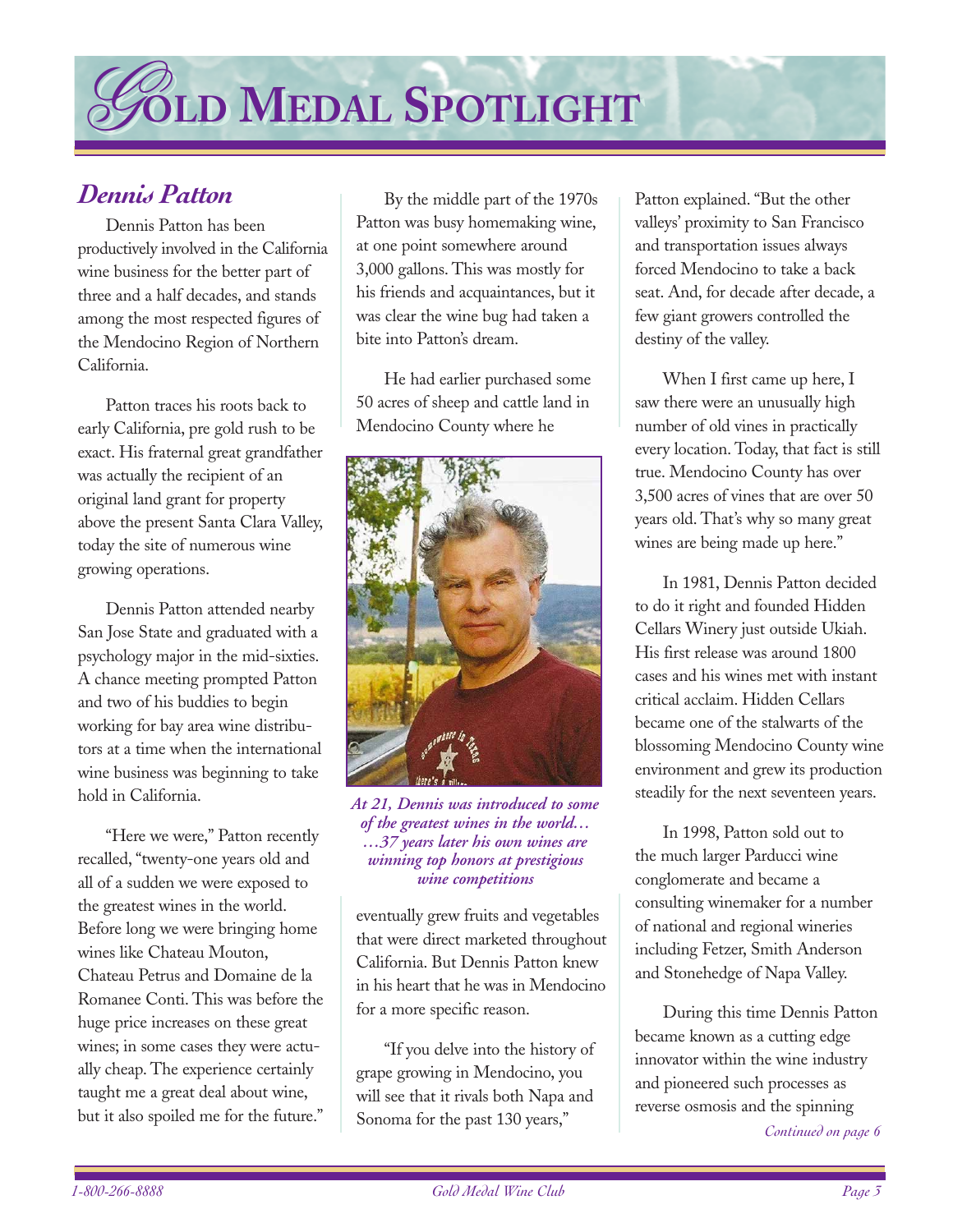# GOLD MEDAL SPOTLIGHT

## *Dennis Patton*

Dennis Patton has been productively involved in the California wine business for the better part of three and a half decades, and stands among the most respected figures of the Mendocino Region of Northern California.

Patton traces his roots back to early California, pre gold rush to be exact. His fraternal great grandfather was actually the recipient of an original land grant for property above the present Santa Clara Valley, today the site of numerous wine growing operations.

Dennis Patton attended nearby San Jose State and graduated with a psychology major in the mid-sixties. A chance meeting prompted Patton and two of his buddies to begin working for bay area wine distributors at a time when the international wine business was beginning to take hold in California.

"Here we were," Patton recently recalled, "twenty-one years old and all of a sudden we were exposed to the greatest wines in the world. Before long we were bringing home wines like Chateau Mouton, Chateau Petrus and Domaine de la Romanee Conti. This was before the huge price increases on these great wines; in some cases they were actually cheap. The experience certainly taught me a great deal about wine, but it also spoiled me for the future."

By the middle part of the 1970s Patton was busy homemaking wine, at one point somewhere around 3,000 gallons. This was mostly for his friends and acquaintances, but it was clear the wine bug had taken a bite into Patton's dream.

He had earlier purchased some 50 acres of sheep and cattle land in Mendocino County where he eventually grew fruits and vegetables that were direct marketed throughout California. But Dennis Patton knew in his heart that he was in Mendocino for a more specific reason.

***At 21, Dennis was introduced to some of the greatest wines in the world… …37 years later his own wines are winning top honors at prestigious wine competitions***

"If you delve into the history of grape growing in Mendocino, you will see that it rivals both Napa and Sonoma for the past 130 years," Patton explained. "But the other valleys' proximity to San Francisco and transportation issues always forced Mendocino to take a back seat. And, for decade after decade, a few giant growers controlled the destiny of the valley.

When I first came up here, I saw there were an unusually high number of old vines in practically every location. Today, that fact is still true. Mendocino County has over 3,500 acres of vines that are over 50 years old. That's why so many great wines are being made up here."

In 1981, Dennis Patton decided to do it right and founded Hidden Cellars Winery just outside Ukiah. His first release was around 1800 cases and his wines met with instant critical acclaim. Hidden Cellars became one of the stalwarts of the blossoming Mendocino County wine environment and grew its production steadily for the next seventeen years.

In 1998, Patton sold out to the much larger Parducci wine conglomerate and became a consulting winemaker for a number of national and regional wineries including Fetzer, Smith Anderson and Stonehedge of Napa Valley.

During this time Dennis Patton became known as a cutting edge innovator within the wine industry and pioneered such processes as reverse osmosis and the spinning

*Continued on page 6*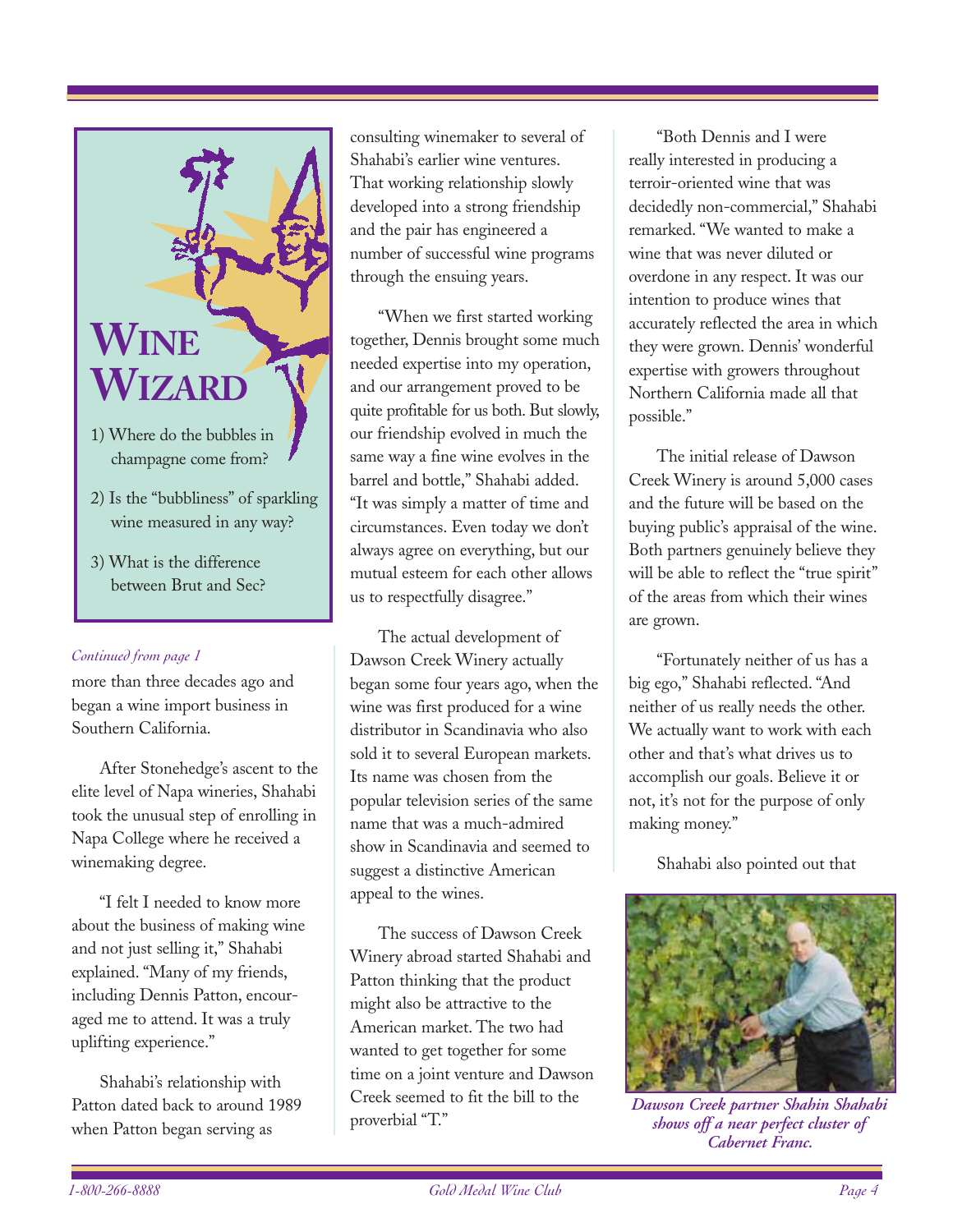## WINE WIZARD

1) Where do the bubbles in champagne come from?

2) Is the "bubbliness" of sparkling wine measured in any way?

3) What is the difference between Brut and Sec?

*Continued from page 1*

more than three decades ago and began a wine import business in Southern California.

After Stonehedge's ascent to the elite level of Napa wineries, Shahabi took the unusual step of enrolling in Napa College where he received a winemaking degree.

"I felt I needed to know more about the business of making wine and not just selling it," Shahabi explained. "Many of my friends, including Dennis Patton, encouraged me to attend. It was a truly uplifting experience."

Shahabi's relationship with Patton dated back to around 1989 when Patton began serving as consulting winemaker to several of Shahabi's earlier wine ventures. That working relationship slowly developed into a strong friendship and the pair has engineered a number of successful wine programs through the ensuing years.

"When we first started working together, Dennis brought some much needed expertise into my operation, and our arrangement proved to be quite profitable for us both. But slowly, our friendship evolved in much the same way a fine wine evolves in the barrel and bottle," Shahabi added. "It was simply a matter of time and circumstances. Even today we don't always agree on everything, but our mutual esteem for each other allows us to respectfully disagree."

The actual development of Dawson Creek Winery actually began some four years ago, when the wine was first produced for a wine distributor in Scandinavia who also sold it to several European markets. Its name was chosen from the popular television series of the same name that was a much-admired show in Scandinavia and seemed to suggest a distinctive American appeal to the wines.

The success of Dawson Creek Winery abroad started Shahabi and Patton thinking that the product might also be attractive to the American market. The two had wanted to get together for some time on a joint venture and Dawson Creek seemed to fit the bill to the proverbial "T."

"Both Dennis and I were really interested in producing a terroir-oriented wine that was decidedly non-commercial," Shahabi remarked. "We wanted to make a wine that was never diluted or overdone in any respect. It was our intention to produce wines that accurately reflected the area in which they were grown. Dennis' wonderful expertise with growers throughout Northern California made all that possible."

The initial release of Dawson Creek Winery is around 5,000 cases and the future will be based on the buying public's appraisal of the wine. Both partners genuinely believe they will be able to reflect the "true spirit" of the areas from which their wines are grown.

"Fortunately neither of us has a big ego," Shahabi reflected. "And neither of us really needs the other. We actually want to work with each other and that's what drives us to accomplish our goals. Believe it or not, it's not for the purpose of only making money."

Shahabi also pointed out that

***Dawson Creek partner Shahin Shahabi shows off a near perfect cluster of Cabernet Franc.***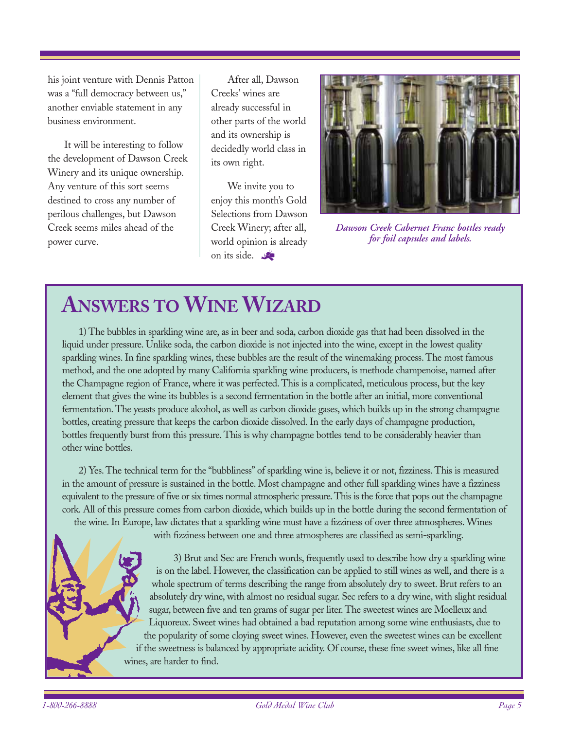his joint venture with Dennis Patton was a "full democracy between us," another enviable statement in any business environment.

It will be interesting to follow the development of Dawson Creek Winery and its unique ownership. Any venture of this sort seems destined to cross any number of perilous challenges, but Dawson Creek seems miles ahead of the power curve.

After all, Dawson Creeks' wines are already successful in other parts of the world and its ownership is decidedly world class in its own right.

We invite you to enjoy this month's Gold Selections from Dawson Creek Winery; after all, world opinion is already on its side.

*Dawson Creek Cabernet Franc bottles ready for foil capsules and labels.*

# Answers to Wine Wizard

1) The bubbles in sparkling wine are, as in beer and soda, carbon dioxide gas that had been dissolved in the liquid under pressure. Unlike soda, the carbon dioxide is not injected into the wine, except in the lowest quality sparkling wines. In fine sparkling wines, these bubbles are the result of the winemaking process. The most famous method, and the one adopted by many California sparkling wine producers, is methode champenoise, named after the Champagne region of France, where it was perfected. This is a complicated, meticulous process, but the key element that gives the wine its bubbles is a second fermentation in the bottle after an initial, more conventional fermentation. The yeasts produce alcohol, as well as carbon dioxide gases, which builds up in the strong champagne bottles, creating pressure that keeps the carbon dioxide dissolved. In the early days of champagne production, bottles frequently burst from this pressure. This is why champagne bottles tend to be considerably heavier than other wine bottles.

2) Yes. The technical term for the "bubbliness" of sparkling wine is, believe it or not, fizziness. This is measured in the amount of pressure is sustained in the bottle. Most champagne and other full sparkling wines have a fizziness equivalent to the pressure of five or six times normal atmospheric pressure. This is the force that pops out the champagne cork. All of this pressure comes from carbon dioxide, which builds up in the bottle during the second fermentation of the wine. In Europe, law dictates that a sparkling wine must have a fizziness of over three atmospheres. Wines with fizziness between one and three atmospheres are classified as semi-sparkling.

3) Brut and Sec are French words, frequently used to describe how dry a sparkling wine is on the label. However, the classification can be applied to still wines as well, and there is a whole spectrum of terms describing the range from absolutely dry to sweet. Brut refers to an absolutely dry wine, with almost no residual sugar. Sec refers to a dry wine, with slight residual sugar, between five and ten grams of sugar per liter. The sweetest wines are Moelleux and Liquoreux. Sweet wines had obtained a bad reputation among some wine enthusiasts, due to the popularity of some cloying sweet wines. However, even the sweetest wines can be excellent if the sweetness is balanced by appropriate acidity. Of course, these fine sweet wines, like all fine wines, are harder to find.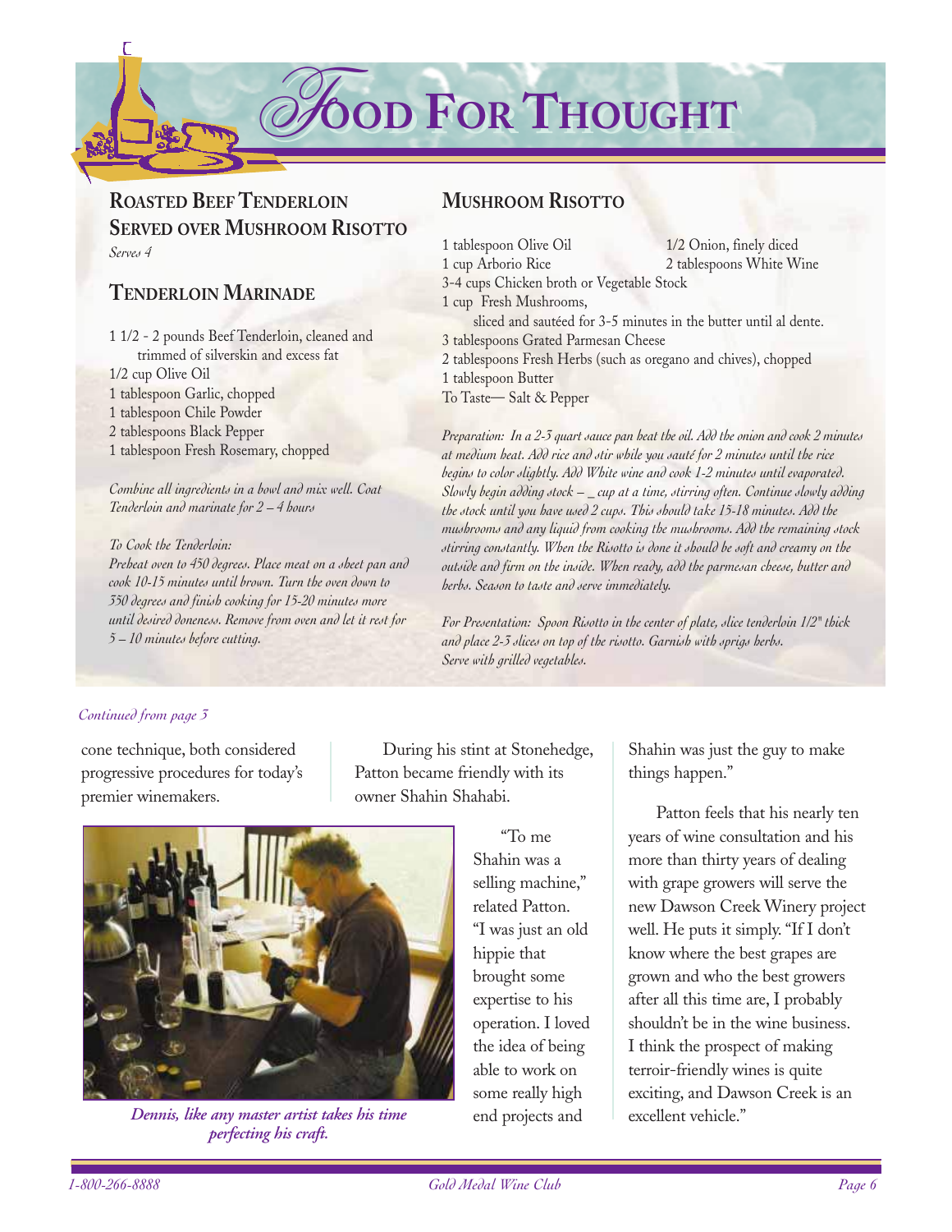# Food For Thought

## Roasted Beef Tenderloin Served over Mushroom Risotto

*Serves 4*

### Tenderloin Marinade

1 1/2 - 2 pounds Beef Tenderloin, cleaned and trimmed of silverskin and excess fat
1/2 cup Olive Oil
1 tablespoon Garlic, chopped
1 tablespoon Chile Powder
2 tablespoons Black Pepper
1 tablespoon Fresh Rosemary, chopped

*Combine all ingredients in a bowl and mix well. Coat Tenderloin and marinate for 2 – 4 hours*

*To Cook the Tenderloin:*
*Preheat oven to 450 degrees. Place meat on a sheet pan and cook 10-15 minutes until brown. Turn the oven down to 350 degrees and finish cooking for 15-20 minutes more until desired doneness. Remove from oven and let it rest for 5 – 10 minutes before cutting.*

## Mushroom Risotto

1 tablespoon Olive Oil
1/2 Onion, finely diced
1 cup Arborio Rice
2 tablespoons White Wine
3-4 cups Chicken broth or Vegetable Stock
1 cup Fresh Mushrooms, sliced and sautéed for 3-5 minutes in the butter until al dente.
3 tablespoons Grated Parmesan Cheese
2 tablespoons Fresh Herbs (such as oregano and chives), chopped
1 tablespoon Butter
To Taste— Salt & Pepper

*Preparation: In a 2-3 quart sauce pan heat the oil. Add the onion and cook 2 minutes at medium heat. Add rice and stir while you sauté for 2 minutes until the rice begins to color slightly. Add White wine and cook 1-2 minutes until evaporated. Slowly begin adding stock – _ cup at a time, stirring often. Continue slowly adding the stock until you have used 2 cups. This should take 15-18 minutes. Add the mushrooms and any liquid from cooking the mushrooms. Add the remaining stock stirring constantly. When the Risotto is done it should be soft and creamy on the outside and firm on the inside. When ready, add the parmesan cheese, butter and herbs. Season to taste and serve immediately.*

*For Presentation: Spoon Risotto in the center of plate, slice tenderloin 1/2" thick and place 2-3 slices on top of the risotto. Garnish with sprigs herbs. Serve with grilled vegetables.*

*Continued from page 3*

cone technique, both considered progressive procedures for today's premier winemakers.

During his stint at Stonehedge, Patton became friendly with its owner Shahin Shahabi.

***Dennis, like any master artist takes his time perfecting his craft.***

"To me Shahin was a selling machine," related Patton. "I was just an old hippie that brought some expertise to his operation. I loved the idea of being able to work on some really high end projects and Shahin was just the guy to make things happen."

Patton feels that his nearly ten years of wine consultation and his more than thirty years of dealing with grape growers will serve the new Dawson Creek Winery project well. He puts it simply. "If I don't know where the best grapes are grown and who the best growers after all this time are, I probably shouldn't be in the wine business. I think the prospect of making terroir-friendly wines is quite exciting, and Dawson Creek is an excellent vehicle."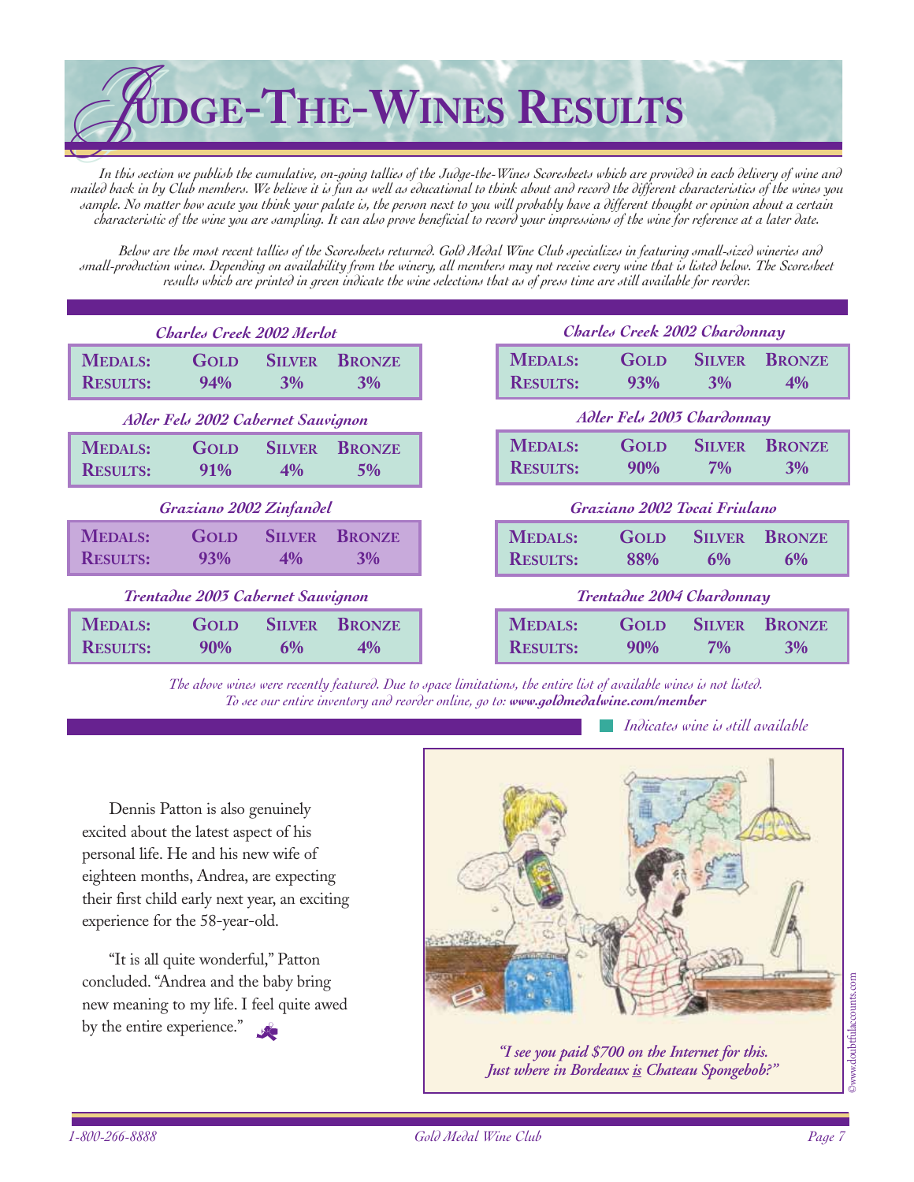# Judge-The-Wines Results

*In this section we publish the cumulative, on-going tallies of the Judge-the-Wines Scoresheets which are provided in each delivery of wine and mailed back in by Club members. We believe it is fun as well as educational to think about and record the different characteristics of the wines you sample. No matter how acute you think your palate is, the person next to you will probably have a different thought or opinion about a certain characteristic of the wine you are sampling. It can also prove beneficial to record your impressions of the wine for reference at a later date.*

*Below are the most recent tallies of the Scoresheets returned. Gold Medal Wine Club specializes in featuring small-sized wineries and small-production wines. Depending on availability from the winery, all members may not receive every wine that is listed below. The Scoresheet results which are printed in green indicate the wine selections that as of press time are still available for reorder.*

**Charles Creek 2002 Merlot**

| Medals: | Gold | Silver | Bronze |
|---|---|---|---|
| Results: | 94% | 3% | 3% |

**Adler Fels 2002 Cabernet Sauvignon**

| Medals: | Gold | Silver | Bronze |
|---|---|---|---|
| Results: | 91% | 4% | 5% |

**Graziano 2002 Zinfandel**

| Medals: | Gold | Silver | Bronze |
|---|---|---|---|
| Results: | 93% | 4% | 3% |

**Trentadue 2003 Cabernet Sauvignon**

| Medals: | Gold | Silver | Bronze |
|---|---|---|---|
| Results: | 90% | 6% | 4% |

**Charles Creek 2002 Chardonnay**

| Medals: | Gold | Silver | Bronze |
|---|---|---|---|
| Results: | 93% | 3% | 4% |

**Adler Fels 2003 Chardonnay**

| Medals: | Gold | Silver | Bronze |
|---|---|---|---|
| Results: | 90% | 7% | 3% |

**Graziano 2002 Tocai Friulano**

| Medals: | Gold | Silver | Bronze |
|---|---|---|---|
| Results: | 88% | 6% | 6% |

**Trentadue 2004 Chardonnay**

| Medals: | Gold | Silver | Bronze |
|---|---|---|---|
| Results: | 90% | 7% | 3% |

*The above wines were recently featured. Due to space limitations, the entire list of available wines is not listed. To see our entire inventory and reorder online, go to:* ***www.goldmedalwine.com/member***

*Indicates wine is still available*

Dennis Patton is also genuinely excited about the latest aspect of his personal life. He and his new wife of eighteen months, Andrea, are expecting their first child early next year, an exciting experience for the 58-year-old.

"It is all quite wonderful," Patton concluded. "Andrea and the baby bring new meaning to my life. I feel quite awed by the entire experience."

*"I see you paid $700 on the Internet for this. Just where in Bordeaux is Chateau Spongebob?"*

©www.doubtfulaccounts.com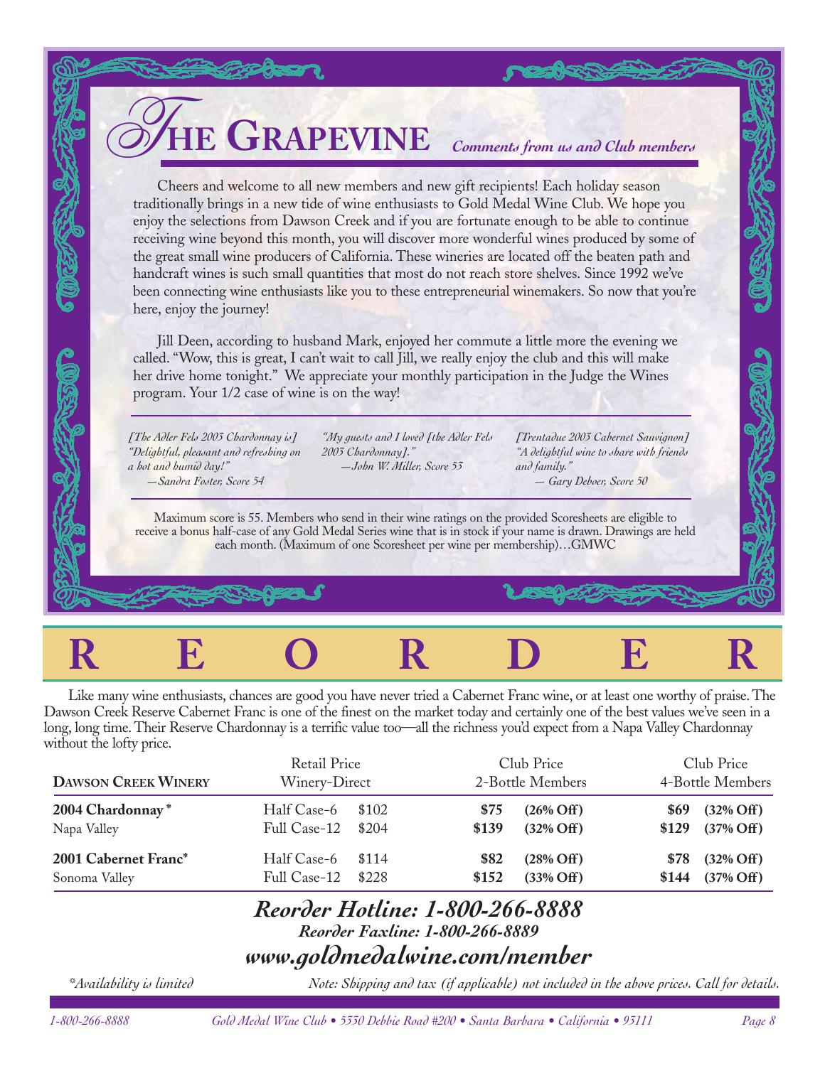# The Grapevine

***Comments from us and Club members***

Cheers and welcome to all new members and new gift recipients! Each holiday season traditionally brings in a new tide of wine enthusiasts to Gold Medal Wine Club. We hope you enjoy the selections from Dawson Creek and if you are fortunate enough to be able to continue receiving wine beyond this month, you will discover more wonderful wines produced by some of the great small wine producers of California. These wineries are located off the beaten path and handcraft wines is such small quantities that most do not reach store shelves. Since 1992 we've been connecting wine enthusiasts like you to these entrepreneurial winemakers. So now that you're here, enjoy the journey!

Jill Deen, according to husband Mark, enjoyed her commute a little more the evening we called. "Wow, this is great, I can't wait to call Jill, we really enjoy the club and this will make her drive home tonight." We appreciate your monthly participation in the Judge the Wines program. Your 1/2 case of wine is on the way!

*[The Adler Fels 2005 Chardonnay is] "Delightful, pleasant and refreshing on a hot and humid day!"*
*—Sandra Foster, Score 54*

*"My guests and I loved [the Adler Fels 2005 Chardonnay]."*
*—John W. Miller, Score 55*

*[Trentadue 2003 Cabernet Sauvignon] "A delightful wine to share with friends and family."*
*— Gary Deboer, Score 50*

Maximum score is 55. Members who send in their wine ratings on the provided Scoresheets are eligible to receive a bonus half-case of any Gold Medal Series wine that is in stock if your name is drawn. Drawings are held each month. (Maximum of one Scoresheet per wine per membership)…GMWC

# REORDER

Like many wine enthusiasts, chances are good you have never tried a Cabernet Franc wine, or at least one worthy of praise. The Dawson Creek Reserve Cabernet Franc is one of the finest on the market today and certainly one of the best values we've seen in a long, long time. Their Reserve Chardonnay is a terrific value too—all the richness you'd expect from a Napa Valley Chardonnay without the lofty price.

| **Dawson Creek Winery** | Retail Price Winery-Direct | | Club Price 2-Bottle Members | | Club Price 4-Bottle Members | |
|---|---|---|---|---|---|---|
| **2004 Chardonnay\*** | Half Case-6 | $102 | **$75** | **(26% Off)** | **$69** | **(32% Off)** |
| Napa Valley | Full Case-12 | $204 | **$139** | **(32% Off)** | **$129** | **(37% Off)** |
| **2001 Cabernet Franc\*** | Half Case-6 | $114 | **$82** | **(28% Off)** | **$78** | **(32% Off)** |
| Sonoma Valley | Full Case-12 | $228 | **$152** | **(33% Off)** | **$144** | **(37% Off)** |

***Reorder Hotline: 1-800-266-8888***

***Reorder Faxline: 1-800-266-8889***

***www.goldmedalwine.com/member***

*\*Availability is limited*

*Note: Shipping and tax (if applicable) not included in the above prices. Call for details.*